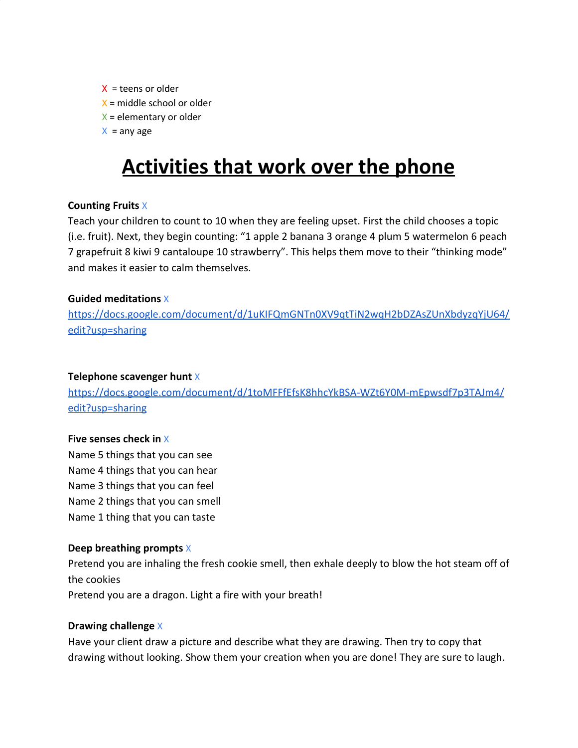X = teens or older
X = middle school or older
X = elementary or older
X = any age

# Activities that work over the phone

**Counting Fruits** X
Teach your children to count to 10 when they are feeling upset. First the child chooses a topic (i.e. fruit). Next, they begin counting: “1 apple 2 banana 3 orange 4 plum 5 watermelon 6 peach 7 grapefruit 8 kiwi 9 cantaloupe 10 strawberry”. This helps them move to their “thinking mode” and makes it easier to calm themselves.

**Guided meditations** X
https://docs.google.com/document/d/1uKIFQmGNTn0XV9qtTiN2wqH2bDZAsZUnXbdyzqYjU64/edit?usp=sharing

**Telephone scavenger hunt** X
https://docs.google.com/document/d/1toMFFfEfsK8hhcYkBSA-WZt6Y0M-mEpwsdf7p3TAJm4/edit?usp=sharing

**Five senses check in** X
Name 5 things that you can see
Name 4 things that you can hear
Name 3 things that you can feel
Name 2 things that you can smell
Name 1 thing that you can taste

**Deep breathing prompts** X
Pretend you are inhaling the fresh cookie smell, then exhale deeply to blow the hot steam off of the cookies
Pretend you are a dragon. Light a fire with your breath!

**Drawing challenge** X
Have your client draw a picture and describe what they are drawing. Then try to copy that drawing without looking. Show them your creation when you are done! They are sure to laugh.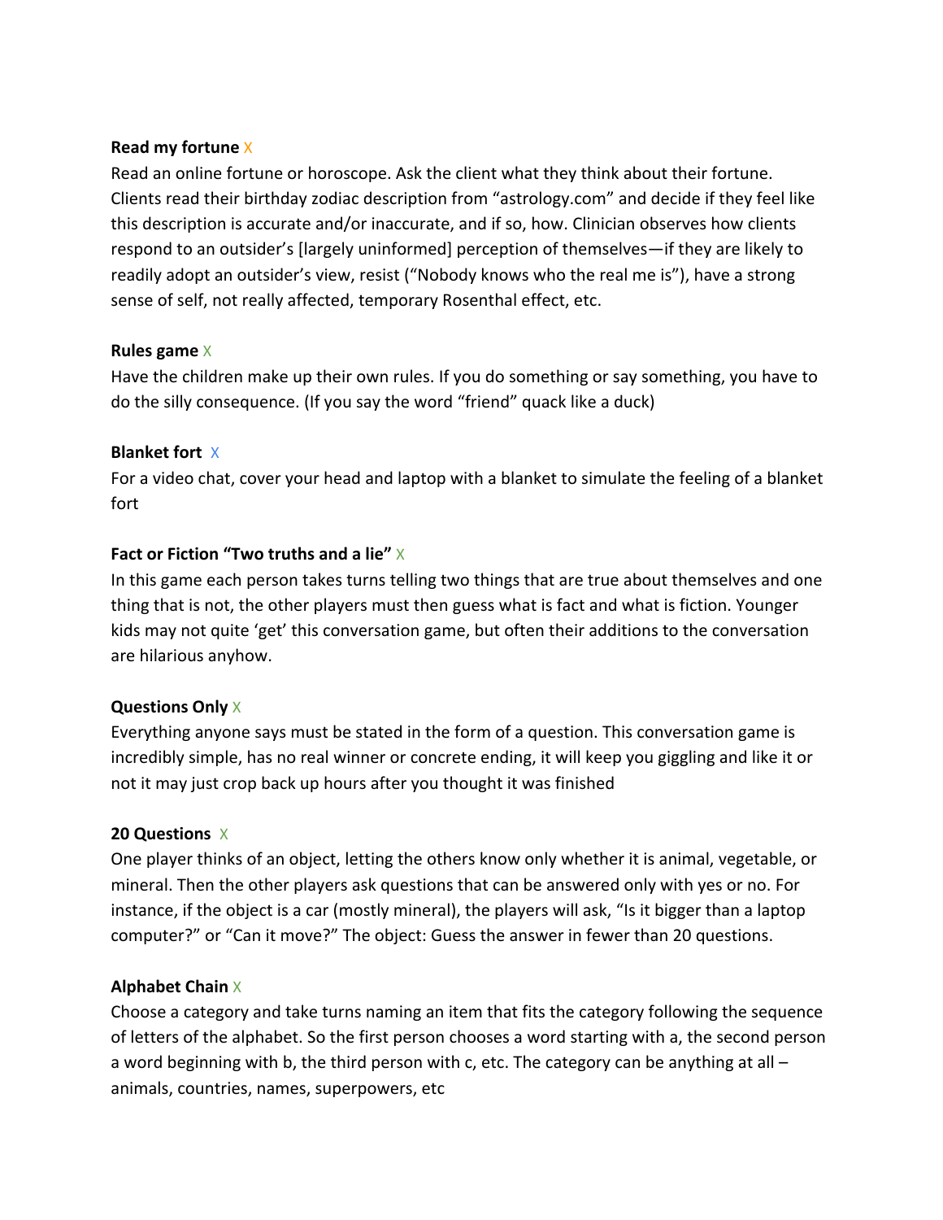**Read my fortune** X

Read an online fortune or horoscope. Ask the client what they think about their fortune. Clients read their birthday zodiac description from "astrology.com" and decide if they feel like this description is accurate and/or inaccurate, and if so, how. Clinician observes how clients respond to an outsider's [largely uninformed] perception of themselves—if they are likely to readily adopt an outsider's view, resist ("Nobody knows who the real me is"), have a strong sense of self, not really affected, temporary Rosenthal effect, etc.

**Rules game** X

Have the children make up their own rules. If you do something or say something, you have to do the silly consequence. (If you say the word "friend" quack like a duck)

**Blanket fort** X

For a video chat, cover your head and laptop with a blanket to simulate the feeling of a blanket fort

**Fact or Fiction "Two truths and a lie"** X

In this game each person takes turns telling two things that are true about themselves and one thing that is not, the other players must then guess what is fact and what is fiction. Younger kids may not quite 'get' this conversation game, but often their additions to the conversation are hilarious anyhow.

**Questions Only** X

Everything anyone says must be stated in the form of a question. This conversation game is incredibly simple, has no real winner or concrete ending, it will keep you giggling and like it or not it may just crop back up hours after you thought it was finished

**20 Questions** X

One player thinks of an object, letting the others know only whether it is animal, vegetable, or mineral. Then the other players ask questions that can be answered only with yes or no. For instance, if the object is a car (mostly mineral), the players will ask, "Is it bigger than a laptop computer?" or "Can it move?" The object: Guess the answer in fewer than 20 questions.

**Alphabet Chain** X

Choose a category and take turns naming an item that fits the category following the sequence of letters of the alphabet. So the first person chooses a word starting with a, the second person a word beginning with b, the third person with c, etc. The category can be anything at all – animals, countries, names, superpowers, etc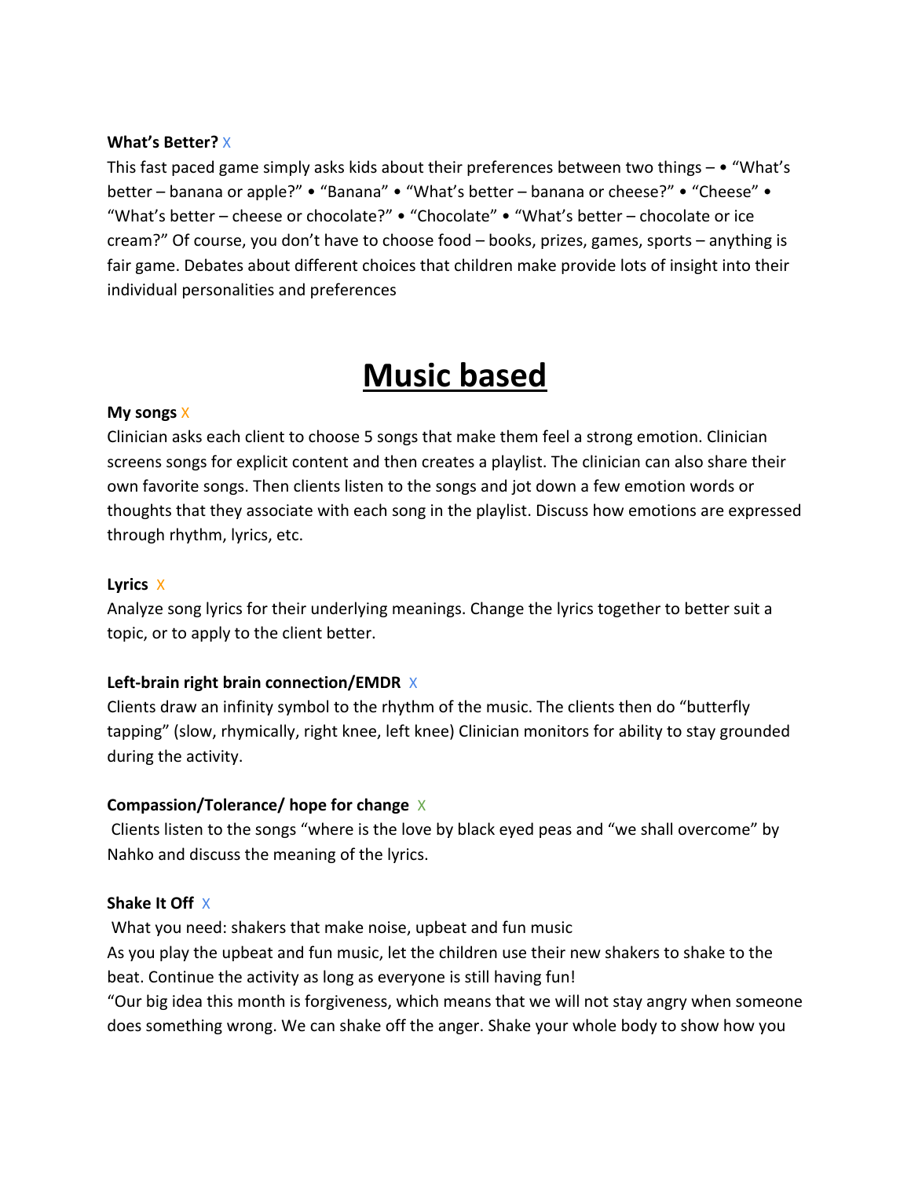**What's Better?** X

This fast paced game simply asks kids about their preferences between two things – • "What's better – banana or apple?" • "Banana" • "What's better – banana or cheese?" • "Cheese" • "What's better – cheese or chocolate?" • "Chocolate" • "What's better – chocolate or ice cream?" Of course, you don't have to choose food – books, prizes, games, sports – anything is fair game. Debates about different choices that children make provide lots of insight into their individual personalities and preferences

# Music based

**My songs** X

Clinician asks each client to choose 5 songs that make them feel a strong emotion. Clinician screens songs for explicit content and then creates a playlist. The clinician can also share their own favorite songs. Then clients listen to the songs and jot down a few emotion words or thoughts that they associate with each song in the playlist. Discuss how emotions are expressed through rhythm, lyrics, etc.

**Lyrics** X

Analyze song lyrics for their underlying meanings. Change the lyrics together to better suit a topic, or to apply to the client better.

**Left-brain right brain connection/EMDR** X

Clients draw an infinity symbol to the rhythm of the music. The clients then do "butterfly tapping" (slow, rhymically, right knee, left knee) Clinician monitors for ability to stay grounded during the activity.

**Compassion/Tolerance/ hope for change** X

Clients listen to the songs "where is the love by black eyed peas and "we shall overcome" by Nahko and discuss the meaning of the lyrics.

**Shake It Off** X

What you need: shakers that make noise, upbeat and fun music

As you play the upbeat and fun music, let the children use their new shakers to shake to the beat. Continue the activity as long as everyone is still having fun!

"Our big idea this month is forgiveness, which means that we will not stay angry when someone does something wrong. We can shake off the anger. Shake your whole body to show how you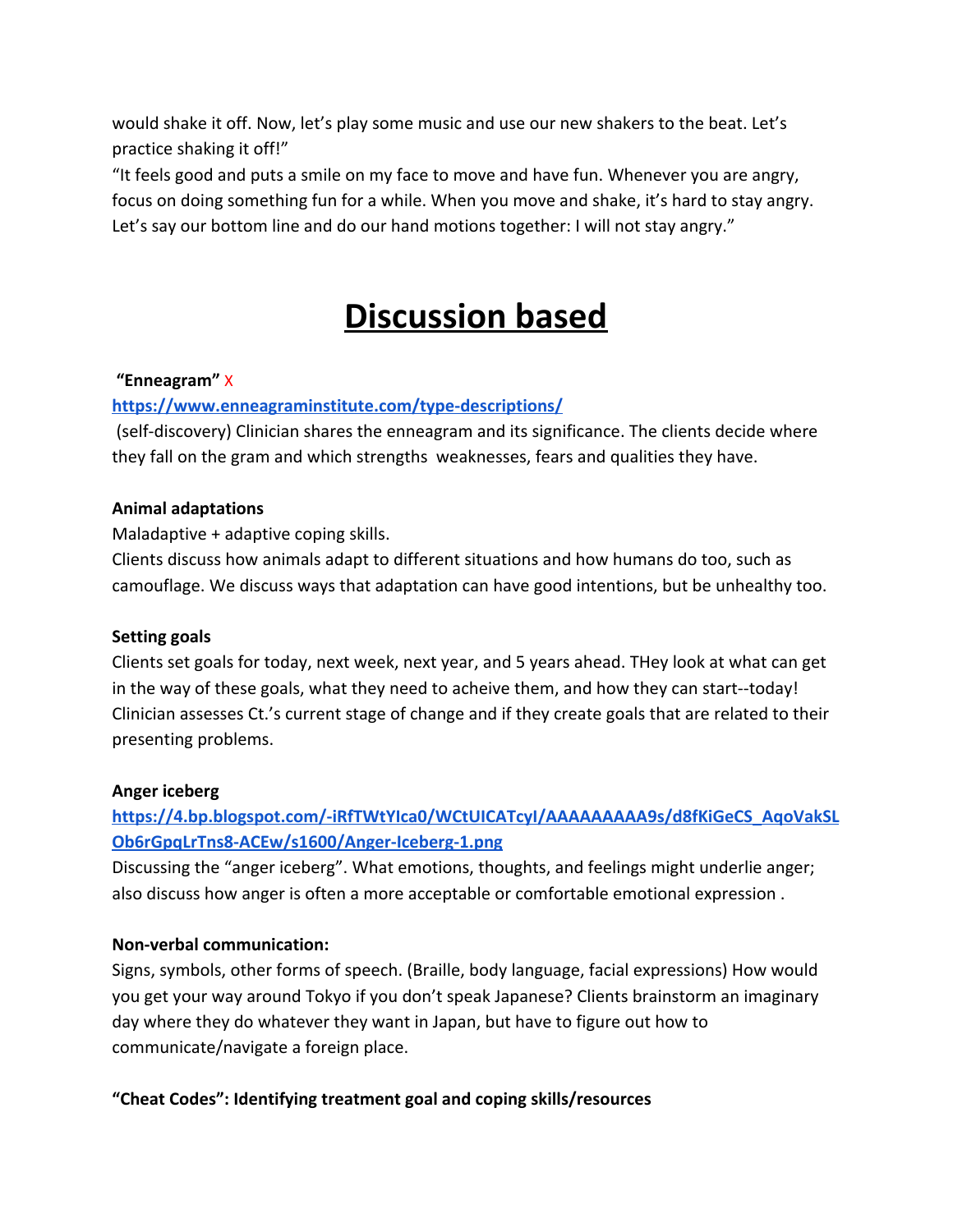would shake it off. Now, let's play some music and use our new shakers to the beat. Let's practice shaking it off!"

"It feels good and puts a smile on my face to move and have fun. Whenever you are angry, focus on doing something fun for a while. When you move and shake, it's hard to stay angry. Let's say our bottom line and do our hand motions together: I will not stay angry."

# Discussion based

**"Enneagram"** X

**https://www.enneagraminstitute.com/type-descriptions/**

(self-discovery) Clinician shares the enneagram and its significance. The clients decide where they fall on the gram and which strengths weaknesses, fears and qualities they have.

**Animal adaptations**

Maladaptive + adaptive coping skills.

Clients discuss how animals adapt to different situations and how humans do too, such as camouflage. We discuss ways that adaptation can have good intentions, but be unhealthy too.

**Setting goals**

Clients set goals for today, next week, next year, and 5 years ahead. THey look at what can get in the way of these goals, what they need to acheive them, and how they can start--today! Clinician assesses Ct.'s current stage of change and if they create goals that are related to their presenting problems.

**Anger iceberg**

**https://4.bp.blogspot.com/-iRfTWtYIca0/WCtUICATcyI/AAAAAAAAA9s/d8fKiGeCS_AqoVakSLOb6rGpqLrTns8-ACEw/s1600/Anger-Iceberg-1.png**

Discussing the "anger iceberg". What emotions, thoughts, and feelings might underlie anger; also discuss how anger is often a more acceptable or comfortable emotional expression .

**Non-verbal communication:**

Signs, symbols, other forms of speech. (Braille, body language, facial expressions) How would you get your way around Tokyo if you don't speak Japanese? Clients brainstorm an imaginary day where they do whatever they want in Japan, but have to figure out how to communicate/navigate a foreign place.

**"Cheat Codes": Identifying treatment goal and coping skills/resources**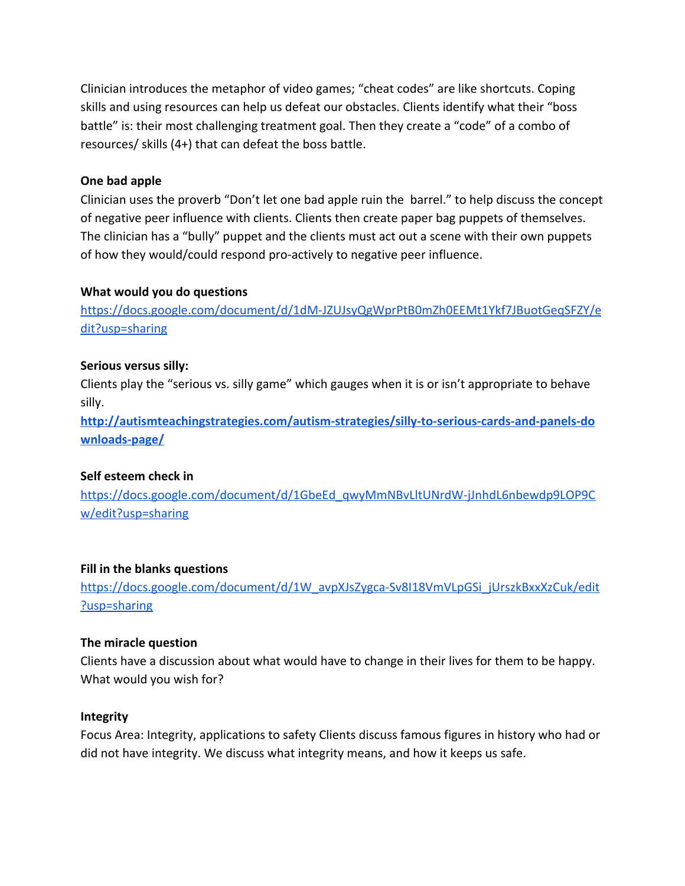Clinician introduces the metaphor of video games; “cheat codes” are like shortcuts. Coping skills and using resources can help us defeat our obstacles. Clients identify what their “boss battle” is: their most challenging treatment goal. Then they create a “code” of a combo of resources/ skills (4+) that can defeat the boss battle.

**One bad apple**

Clinician uses the proverb “Don’t let one bad apple ruin the  barrel.” to help discuss the concept of negative peer influence with clients. Clients then create paper bag puppets of themselves. The clinician has a “bully” puppet and the clients must act out a scene with their own puppets of how they would/could respond pro-actively to negative peer influence.

**What would you do questions**

https://docs.google.com/document/d/1dM-JZUJsyQgWprPtB0mZh0EEMt1Ykf7JBuotGeqSFZY/edit?usp=sharing

**Serious versus silly:**

Clients play the “serious vs. silly game” which gauges when it is or isn’t appropriate to behave silly.

**http://autismteachingstrategies.com/autism-strategies/silly-to-serious-cards-and-panels-downloads-page/**

**Self esteem check in**

https://docs.google.com/document/d/1GbeEd_qwyMmNBvLltUNrdW-jJnhdL6nbewdp9LOP9Cw/edit?usp=sharing

**Fill in the blanks questions**

https://docs.google.com/document/d/1W_avpXJsZygca-Sv8I18VmVLpGSi_jUrszkBxxXzCuk/edit?usp=sharing

**The miracle question**

Clients have a discussion about what would have to change in their lives for them to be happy. What would you wish for?

**Integrity**

Focus Area: Integrity, applications to safety Clients discuss famous figures in history who had or did not have integrity. We discuss what integrity means, and how it keeps us safe.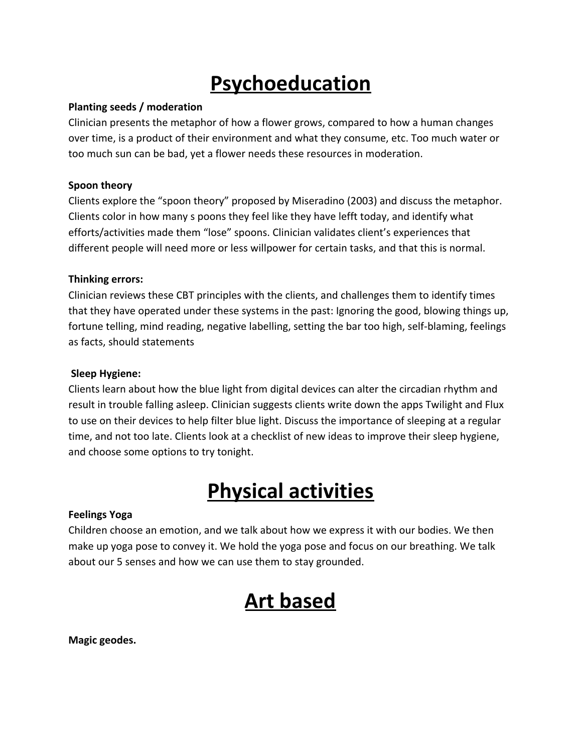# Psychoeducation

**Planting seeds / moderation**

Clinician presents the metaphor of how a flower grows, compared to how a human changes over time, is a product of their environment and what they consume, etc. Too much water or too much sun can be bad, yet a flower needs these resources in moderation.

**Spoon theory**

Clients explore the "spoon theory" proposed by Miseradino (2003) and discuss the metaphor. Clients color in how many s poons they feel like they have lefft today, and identify what efforts/activities made them "lose" spoons. Clinician validates client's experiences that different people will need more or less willpower for certain tasks, and that this is normal.

**Thinking errors:**

Clinician reviews these CBT principles with the clients, and challenges them to identify times that they have operated under these systems in the past: Ignoring the good, blowing things up, fortune telling, mind reading, negative labelling, setting the bar too high, self-blaming, feelings as facts, should statements

**Sleep Hygiene:**

Clients learn about how the blue light from digital devices can alter the circadian rhythm and result in trouble falling asleep. Clinician suggests clients write down the apps Twilight and Flux to use on their devices to help filter blue light. Discuss the importance of sleeping at a regular time, and not too late. Clients look at a checklist of new ideas to improve their sleep hygiene, and choose some options to try tonight.

# Physical activities

**Feelings Yoga**

Children choose an emotion, and we talk about how we express it with our bodies. We then make up yoga pose to convey it. We hold the yoga pose and focus on our breathing. We talk about our 5 senses and how we can use them to stay grounded.

# Art based

**Magic geodes.**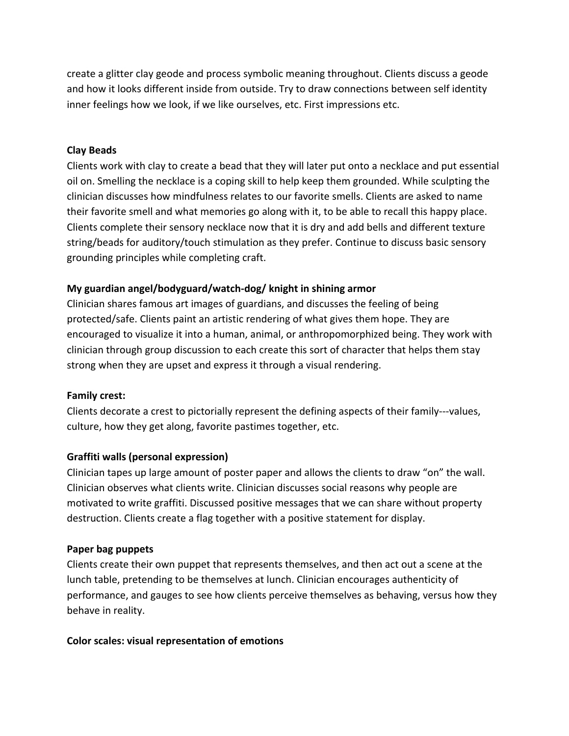create a glitter clay geode and process symbolic meaning throughout. Clients discuss a geode and how it looks different inside from outside. Try to draw connections between self identity inner feelings how we look, if we like ourselves, etc. First impressions etc.

**Clay Beads**
Clients work with clay to create a bead that they will later put onto a necklace and put essential oil on. Smelling the necklace is a coping skill to help keep them grounded. While sculpting the clinician discusses how mindfulness relates to our favorite smells. Clients are asked to name their favorite smell and what memories go along with it, to be able to recall this happy place. Clients complete their sensory necklace now that it is dry and add bells and different texture string/beads for auditory/touch stimulation as they prefer. Continue to discuss basic sensory grounding principles while completing craft.

**My guardian angel/bodyguard/watch-dog/ knight in shining armor**
Clinician shares famous art images of guardians, and discusses the feeling of being protected/safe. Clients paint an artistic rendering of what gives them hope. They are encouraged to visualize it into a human, animal, or anthropomorphized being. They work with clinician through group discussion to each create this sort of character that helps them stay strong when they are upset and express it through a visual rendering.

**Family crest:**
Clients decorate a crest to pictorially represent the defining aspects of their family---values, culture, how they get along, favorite pastimes together, etc.

**Graffiti walls (personal expression)**
Clinician tapes up large amount of poster paper and allows the clients to draw "on" the wall. Clinician observes what clients write. Clinician discusses social reasons why people are motivated to write graffiti. Discussed positive messages that we can share without property destruction. Clients create a flag together with a positive statement for display.

**Paper bag puppets**
Clients create their own puppet that represents themselves, and then act out a scene at the lunch table, pretending to be themselves at lunch. Clinician encourages authenticity of performance, and gauges to see how clients perceive themselves as behaving, versus how they behave in reality.

**Color scales: visual representation of emotions**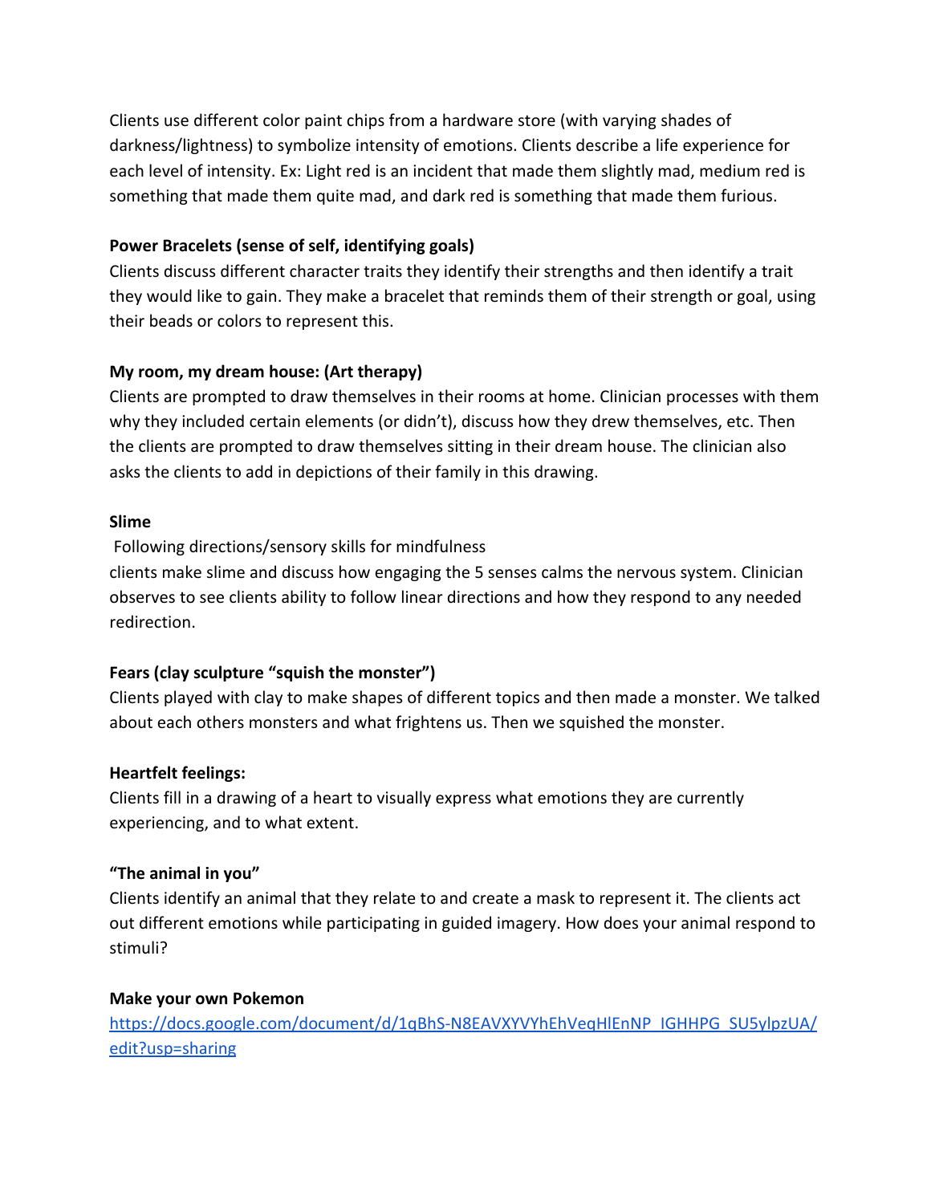Clients use different color paint chips from a hardware store (with varying shades of darkness/lightness) to symbolize intensity of emotions. Clients describe a life experience for each level of intensity. Ex: Light red is an incident that made them slightly mad, medium red is something that made them quite mad, and dark red is something that made them furious.

**Power Bracelets (sense of self, identifying goals)**
Clients discuss different character traits they identify their strengths and then identify a trait they would like to gain. They make a bracelet that reminds them of their strength or goal, using their beads or colors to represent this.

**My room, my dream house: (Art therapy)**
Clients are prompted to draw themselves in their rooms at home. Clinician processes with them why they included certain elements (or didn't), discuss how they drew themselves, etc. Then the clients are prompted to draw themselves sitting in their dream house. The clinician also asks the clients to add in depictions of their family in this drawing.

**Slime**
Following directions/sensory skills for mindfulness
clients make slime and discuss how engaging the 5 senses calms the nervous system. Clinician observes to see clients ability to follow linear directions and how they respond to any needed redirection.

**Fears (clay sculpture "squish the monster")**
Clients played with clay to make shapes of different topics and then made a monster. We talked about each others monsters and what frightens us. Then we squished the monster.

**Heartfelt feelings:**
Clients fill in a drawing of a heart to visually express what emotions they are currently experiencing, and to what extent.

**"The animal in you"**
Clients identify an animal that they relate to and create a mask to represent it. The clients act out different emotions while participating in guided imagery. How does your animal respond to stimuli?

**Make your own Pokemon**
[https://docs.google.com/document/d/1qBhS-N8EAVXYVYhEhVeqHlEnNP_IGHHPG_SU5ylpzUA/edit?usp=sharing](https://docs.google.com/document/d/1qBhS-N8EAVXYVYhEhVeqHlEnNP_IGHHPG_SU5ylpzUA/edit?usp=sharing)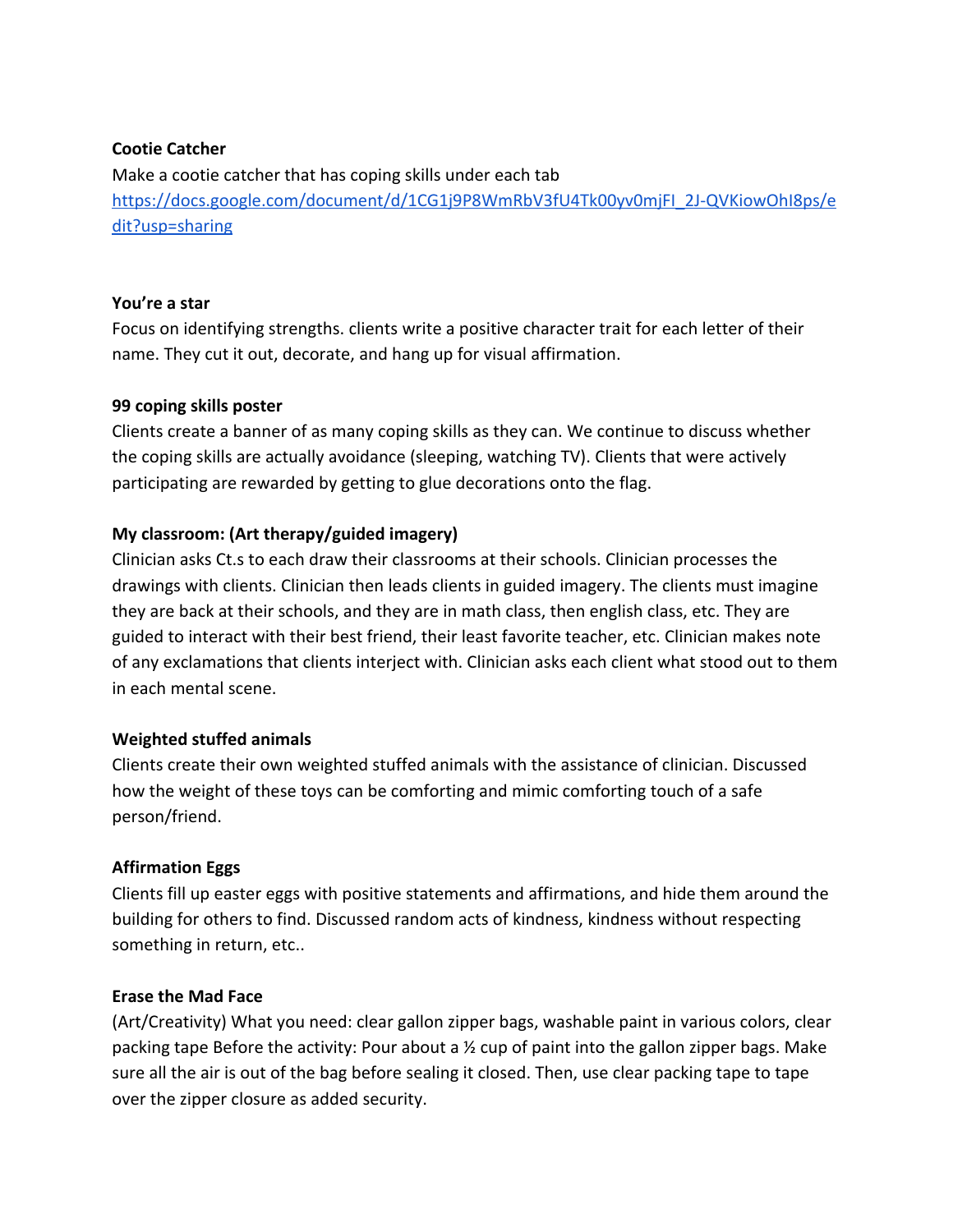**Cootie Catcher**

Make a cootie catcher that has coping skills under each tab
[https://docs.google.com/document/d/1CG1j9P8WmRbV3fU4Tk00yv0mjFI_2J-QVKiowOhI8ps/edit?usp=sharing](https://docs.google.com/document/d/1CG1j9P8WmRbV3fU4Tk00yv0mjFI_2J-QVKiowOhI8ps/edit?usp=sharing)

**You're a star**

Focus on identifying strengths. clients write a positive character trait for each letter of their name. They cut it out, decorate, and hang up for visual affirmation.

**99 coping skills poster**

Clients create a banner of as many coping skills as they can. We continue to discuss whether the coping skills are actually avoidance (sleeping, watching TV). Clients that were actively participating are rewarded by getting to glue decorations onto the flag.

**My classroom: (Art therapy/guided imagery)**

Clinician asks Ct.s to each draw their classrooms at their schools. Clinician processes the drawings with clients. Clinician then leads clients in guided imagery. The clients must imagine they are back at their schools, and they are in math class, then english class, etc. They are guided to interact with their best friend, their least favorite teacher, etc. Clinician makes note of any exclamations that clients interject with. Clinician asks each client what stood out to them in each mental scene.

**Weighted stuffed animals**

Clients create their own weighted stuffed animals with the assistance of clinician. Discussed how the weight of these toys can be comforting and mimic comforting touch of a safe person/friend.

**Affirmation Eggs**

Clients fill up easter eggs with positive statements and affirmations, and hide them around the building for others to find. Discussed random acts of kindness, kindness without respecting something in return, etc..

**Erase the Mad Face**

(Art/Creativity) What you need: clear gallon zipper bags, washable paint in various colors, clear packing tape Before the activity: Pour about a ½ cup of paint into the gallon zipper bags. Make sure all the air is out of the bag before sealing it closed. Then, use clear packing tape to tape over the zipper closure as added security.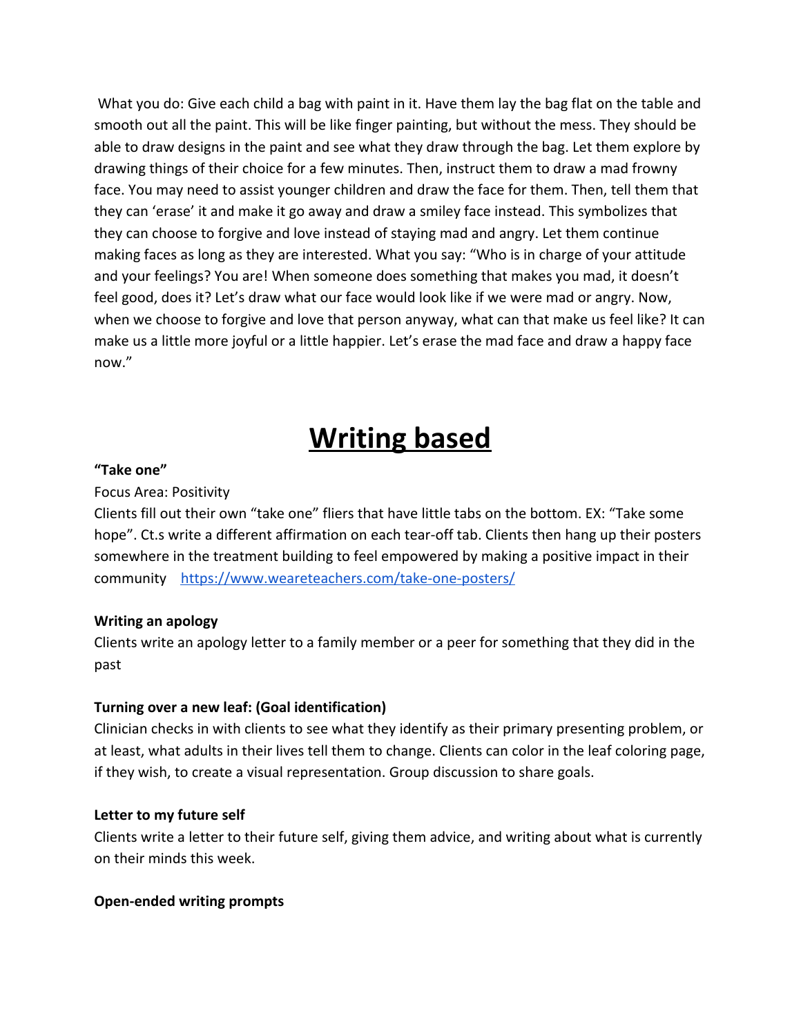What you do: Give each child a bag with paint in it. Have them lay the bag flat on the table and smooth out all the paint. This will be like finger painting, but without the mess. They should be able to draw designs in the paint and see what they draw through the bag. Let them explore by drawing things of their choice for a few minutes. Then, instruct them to draw a mad frowny face. You may need to assist younger children and draw the face for them. Then, tell them that they can 'erase' it and make it go away and draw a smiley face instead. This symbolizes that they can choose to forgive and love instead of staying mad and angry. Let them continue making faces as long as they are interested. What you say: "Who is in charge of your attitude and your feelings? You are! When someone does something that makes you mad, it doesn't feel good, does it? Let's draw what our face would look like if we were mad or angry. Now, when we choose to forgive and love that person anyway, what can that make us feel like? It can make us a little more joyful or a little happier. Let's erase the mad face and draw a happy face now."

# Writing based

**"Take one"**

Focus Area: Positivity

Clients fill out their own "take one" fliers that have little tabs on the bottom. EX: "Take some hope". Ct.s write a different affirmation on each tear-off tab. Clients then hang up their posters somewhere in the treatment building to feel empowered by making a positive impact in their community https://www.weareteachers.com/take-one-posters/

**Writing an apology**

Clients write an apology letter to a family member or a peer for something that they did in the past

**Turning over a new leaf: (Goal identification)**

Clinician checks in with clients to see what they identify as their primary presenting problem, or at least, what adults in their lives tell them to change. Clients can color in the leaf coloring page, if they wish, to create a visual representation. Group discussion to share goals.

**Letter to my future self**

Clients write a letter to their future self, giving them advice, and writing about what is currently on their minds this week.

**Open-ended writing prompts**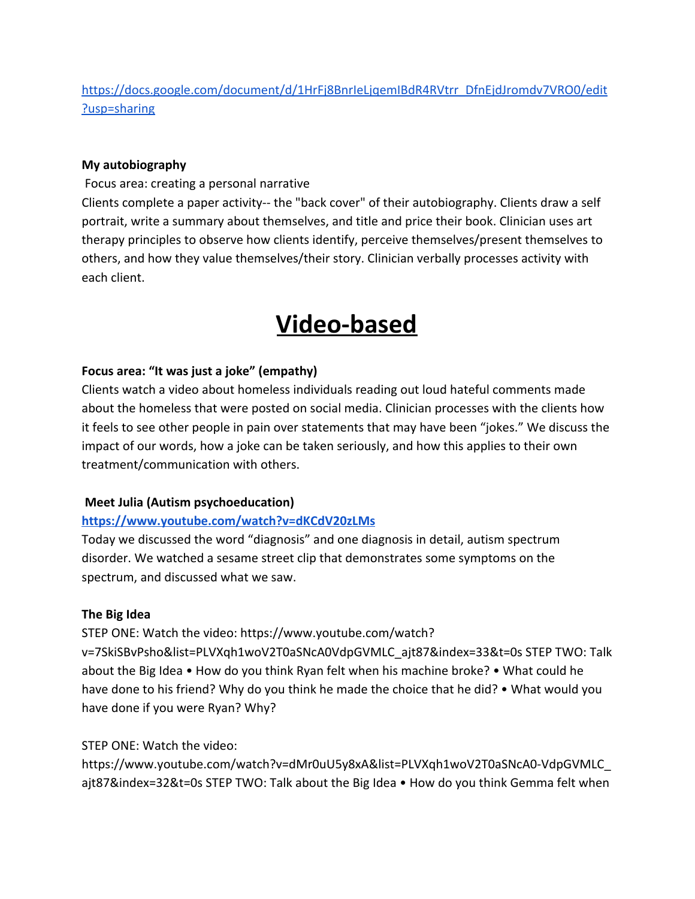https://docs.google.com/document/d/1HrFj8BnrIeLjqemIBdR4RVtrr_DfnEjdJromdv7VRO0/edit?usp=sharing

**My autobiography**

Focus area: creating a personal narrative

Clients complete a paper activity-- the "back cover" of their autobiography. Clients draw a self portrait, write a summary about themselves, and title and price their book. Clinician uses art therapy principles to observe how clients identify, perceive themselves/present themselves to others, and how they value themselves/their story. Clinician verbally processes activity with each client.

# Video-based

**Focus area: "It was just a joke" (empathy)**

Clients watch a video about homeless individuals reading out loud hateful comments made about the homeless that were posted on social media. Clinician processes with the clients how it feels to see other people in pain over statements that may have been "jokes." We discuss the impact of our words, how a joke can be taken seriously, and how this applies to their own treatment/communication with others.

**Meet Julia (Autism psychoeducation)**

**https://www.youtube.com/watch?v=dKCdV20zLMs**

Today we discussed the word "diagnosis" and one diagnosis in detail, autism spectrum disorder. We watched a sesame street clip that demonstrates some symptoms on the spectrum, and discussed what we saw.

**The Big Idea**

STEP ONE: Watch the video: https://www.youtube.com/watch?v=7SkiSBvPsho&list=PLVXqh1woV2T0aSNcA0VdpGVMLC_ajt87&index=33&t=0s STEP TWO: Talk about the Big Idea • How do you think Ryan felt when his machine broke? • What could he have done to his friend? Why do you think he made the choice that he did? • What would you have done if you were Ryan? Why?

STEP ONE: Watch the video: https://www.youtube.com/watch?v=dMr0uU5y8xA&list=PLVXqh1woV2T0aSNcA0-VdpGVMLC_ajt87&index=32&t=0s STEP TWO: Talk about the Big Idea • How do you think Gemma felt when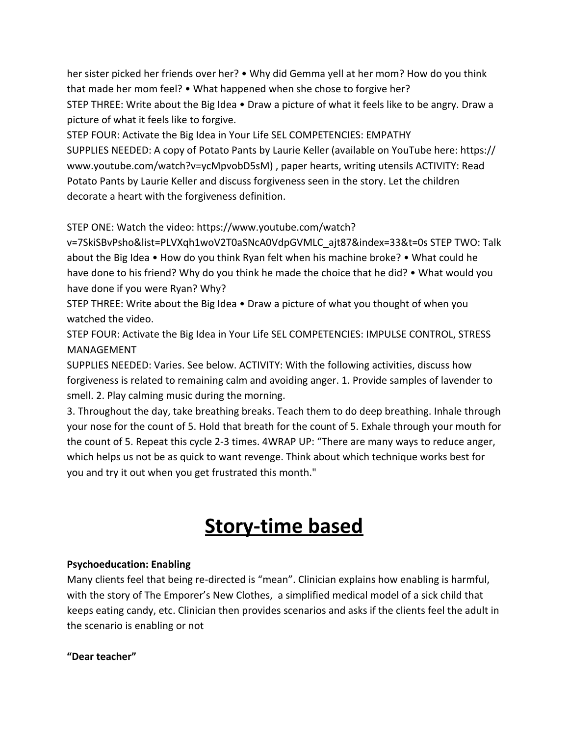her sister picked her friends over her? • Why did Gemma yell at her mom? How do you think that made her mom feel? • What happened when she chose to forgive her?

STEP THREE: Write about the Big Idea • Draw a picture of what it feels like to be angry. Draw a picture of what it feels like to forgive.

STEP FOUR: Activate the Big Idea in Your Life SEL COMPETENCIES: EMPATHY

SUPPLIES NEEDED: A copy of Potato Pants by Laurie Keller (available on YouTube here: https://www.youtube.com/watch?v=ycMpvobD5sM) , paper hearts, writing utensils ACTIVITY: Read Potato Pants by Laurie Keller and discuss forgiveness seen in the story. Let the children decorate a heart with the forgiveness definition.

STEP ONE: Watch the video: https://www.youtube.com/watch?v=7SkiSBvPsho&list=PLVXqh1woV2T0aSNcA0VdpGVMLC_ajt87&index=33&t=0s STEP TWO: Talk about the Big Idea • How do you think Ryan felt when his machine broke? • What could he have done to his friend? Why do you think he made the choice that he did? • What would you have done if you were Ryan? Why?

STEP THREE: Write about the Big Idea • Draw a picture of what you thought of when you watched the video.

STEP FOUR: Activate the Big Idea in Your Life SEL COMPETENCIES: IMPULSE CONTROL, STRESS MANAGEMENT

SUPPLIES NEEDED: Varies. See below. ACTIVITY: With the following activities, discuss how forgiveness is related to remaining calm and avoiding anger. 1. Provide samples of lavender to smell. 2. Play calming music during the morning.

3. Throughout the day, take breathing breaks. Teach them to do deep breathing. Inhale through your nose for the count of 5. Hold that breath for the count of 5. Exhale through your mouth for the count of 5. Repeat this cycle 2-3 times. 4WRAP UP: "There are many ways to reduce anger, which helps us not be as quick to want revenge. Think about which technique works best for you and try it out when you get frustrated this month."

# <u>Story-time based</u>

**Psychoeducation: Enabling**

Many clients feel that being re-directed is "mean". Clinician explains how enabling is harmful, with the story of The Emporer's New Clothes, a simplified medical model of a sick child that keeps eating candy, etc. Clinician then provides scenarios and asks if the clients feel the adult in the scenario is enabling or not

**"Dear teacher"**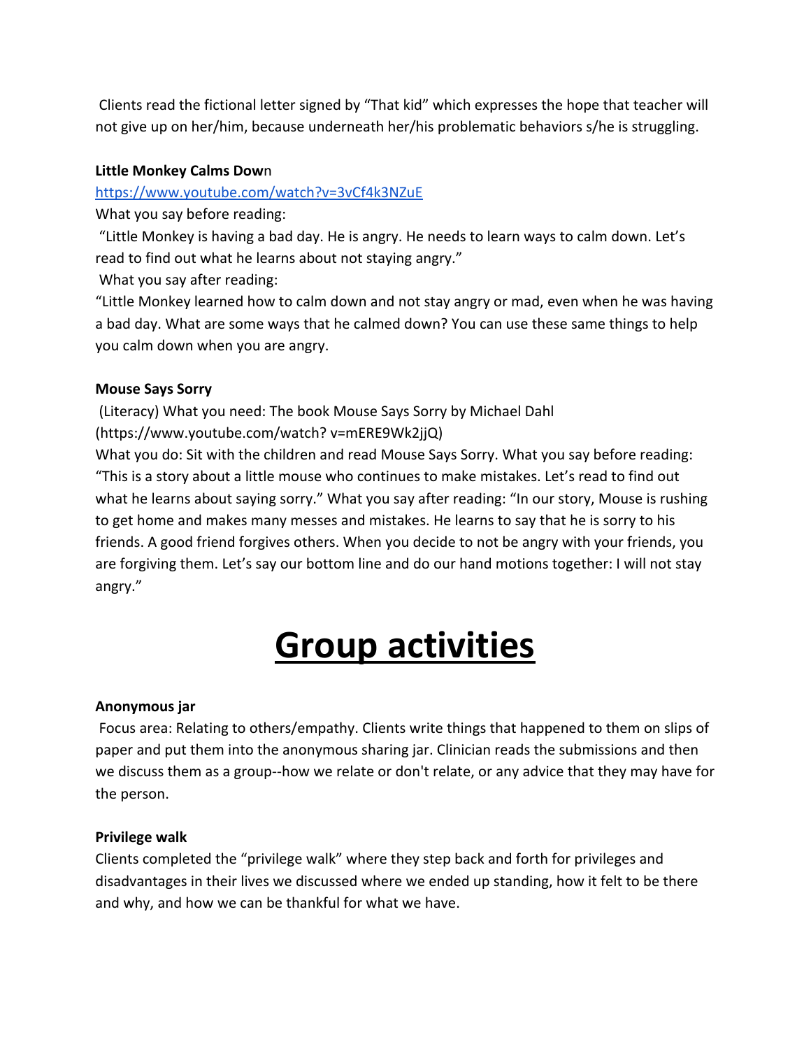Clients read the fictional letter signed by “That kid” which expresses the hope that teacher will not give up on her/him, because underneath her/his problematic behaviors s/he is struggling.

**Little Monkey Calms Dow**n

https://www.youtube.com/watch?v=3vCf4k3NZuE

What you say before reading:

“Little Monkey is having a bad day. He is angry. He needs to learn ways to calm down. Let’s read to find out what he learns about not staying angry.”

What you say after reading:

“Little Monkey learned how to calm down and not stay angry or mad, even when he was having a bad day. What are some ways that he calmed down? You can use these same things to help you calm down when you are angry.

**Mouse Says Sorry**

(Literacy) What you need: The book Mouse Says Sorry by Michael Dahl (https://www.youtube.com/watch? v=mERE9Wk2jjQ)

What you do: Sit with the children and read Mouse Says Sorry. What you say before reading: “This is a story about a little mouse who continues to make mistakes. Let’s read to find out what he learns about saying sorry.” What you say after reading: “In our story, Mouse is rushing to get home and makes many messes and mistakes. He learns to say that he is sorry to his friends. A good friend forgives others. When you decide to not be angry with your friends, you are forgiving them. Let’s say our bottom line and do our hand motions together: I will not stay angry.”

# Group activities

**Anonymous jar**

Focus area: Relating to others/empathy. Clients write things that happened to them on slips of paper and put them into the anonymous sharing jar. Clinician reads the submissions and then we discuss them as a group--how we relate or don't relate, or any advice that they may have for the person.

**Privilege walk**

Clients completed the “privilege walk” where they step back and forth for privileges and disadvantages in their lives we discussed where we ended up standing, how it felt to be there and why, and how we can be thankful for what we have.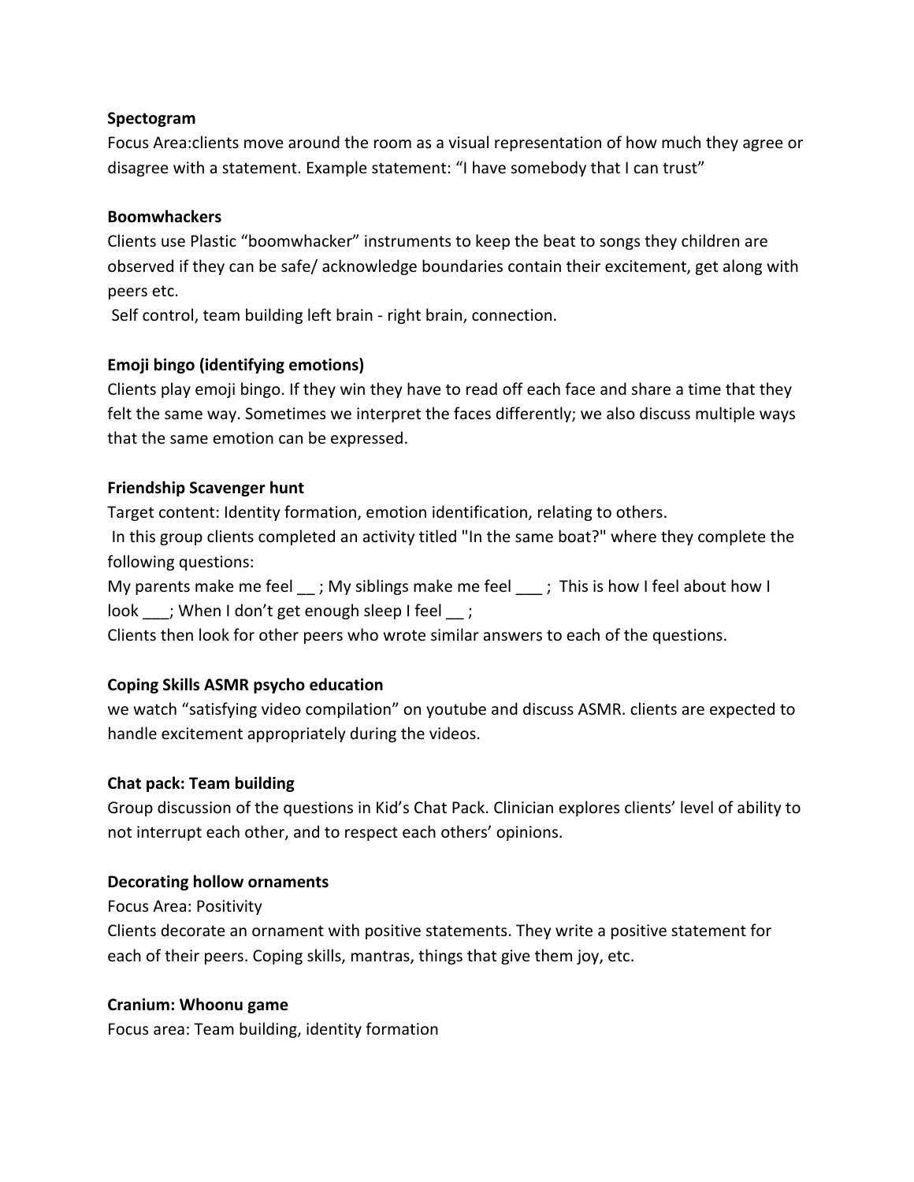**Spectogram**

Focus Area:clients move around the room as a visual representation of how much they agree or disagree with a statement. Example statement: "I have somebody that I can trust"

**Boomwhackers**

Clients use Plastic "boomwhacker" instruments to keep the beat to songs they children are observed if they can be safe/ acknowledge boundaries contain their excitement, get along with peers etc.

Self control, team building left brain - right brain, connection.

**Emoji bingo (identifying emotions)**

Clients play emoji bingo. If they win they have to read off each face and share a time that they felt the same way. Sometimes we interpret the faces differently; we also discuss multiple ways that the same emotion can be expressed.

**Friendship Scavenger hunt**

Target content: Identity formation, emotion identification, relating to others.

In this group clients completed an activity titled "In the same boat?" where they complete the following questions:

My parents make me feel __ ; My siblings make me feel ___ ; This is how I feel about how I look ___; When I don't get enough sleep I feel __ ;

Clients then look for other peers who wrote similar answers to each of the questions.

**Coping Skills ASMR psycho education**

we watch "satisfying video compilation" on youtube and discuss ASMR. clients are expected to handle excitement appropriately during the videos.

**Chat pack: Team building**

Group discussion of the questions in Kid's Chat Pack. Clinician explores clients' level of ability to not interrupt each other, and to respect each others' opinions.

**Decorating hollow ornaments**

Focus Area: Positivity

Clients decorate an ornament with positive statements. They write a positive statement for each of their peers. Coping skills, mantras, things that give them joy, etc.

**Cranium: Whoonu game**

Focus area: Team building, identity formation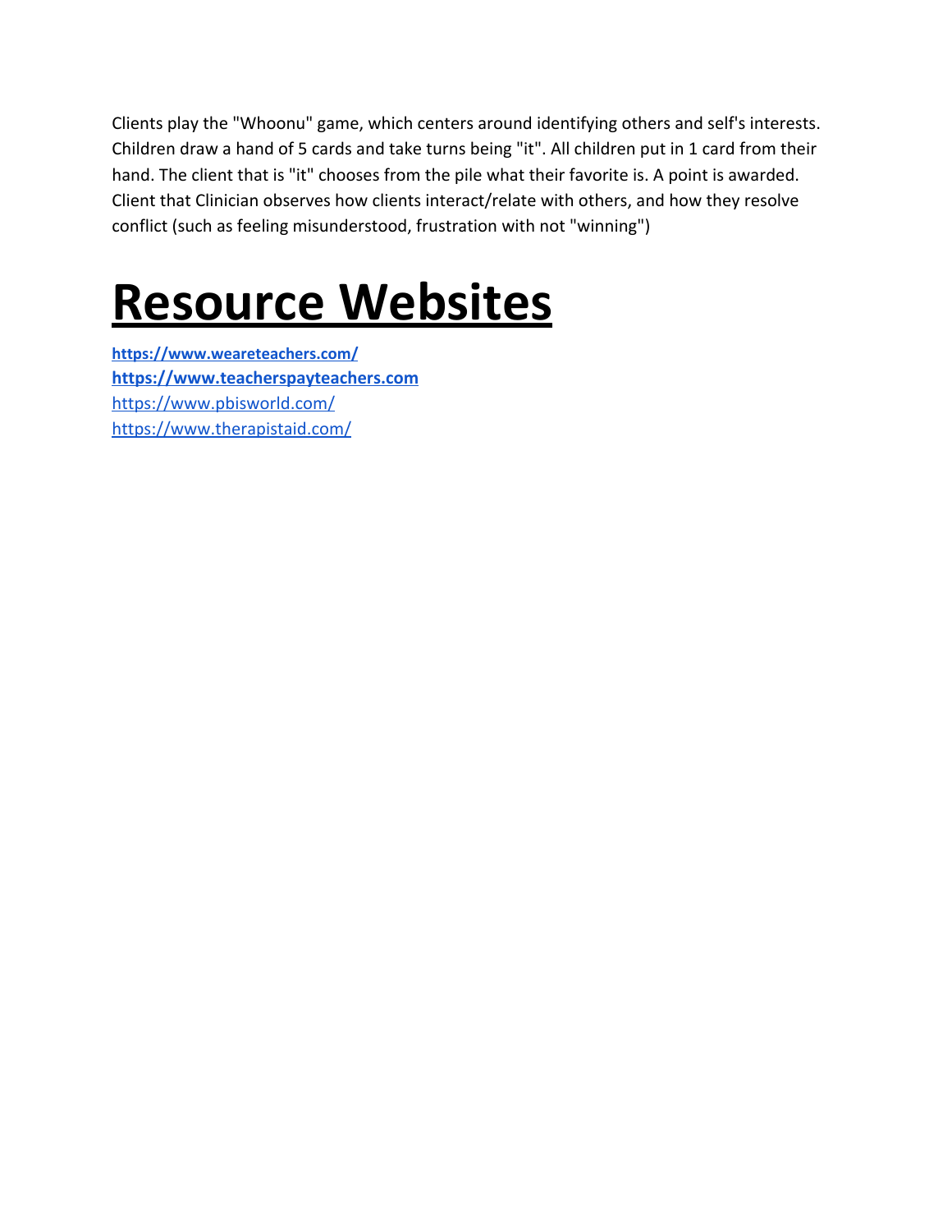Clients play the "Whoonu" game, which centers around identifying others and self's interests. Children draw a hand of 5 cards and take turns being "it". All children put in 1 card from their hand. The client that is "it" chooses from the pile what their favorite is. A point is awarded. Client that Clinician observes how clients interact/relate with others, and how they resolve conflict (such as feeling misunderstood, frustration with not "winning")

# Resource Websites

**https://www.weareteachers.com/**
**https://www.teacherspayteachers.com**
https://www.pbisworld.com/
https://www.therapistaid.com/